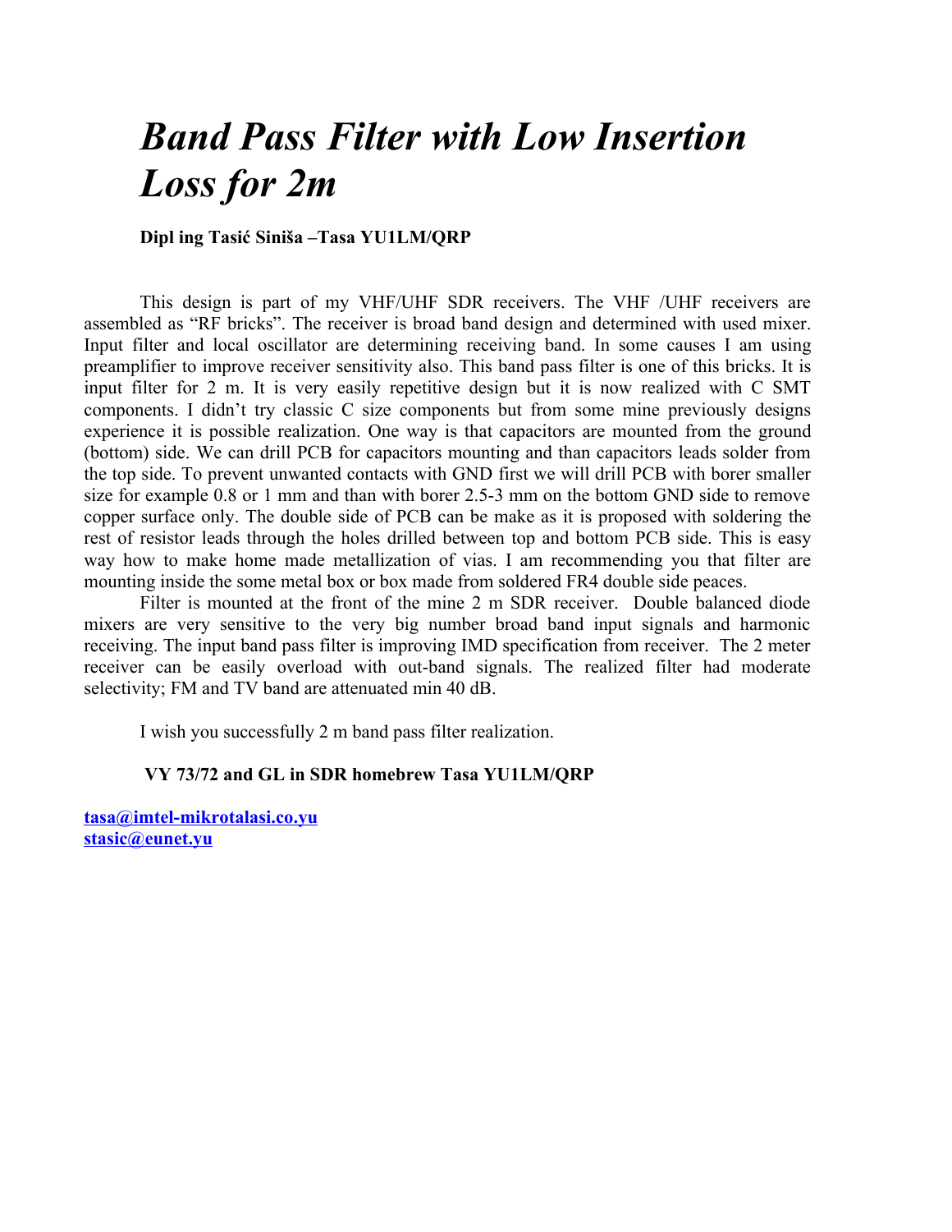# *Band Pass Filter with Low Insertion Loss for 2m*

**Dipl ing Tasić Siniša –Tasa YU1LM/QRP**

This design is part of my VHF/UHF SDR receivers. The VHF /UHF receivers are assembled as "RF bricks". The receiver is broad band design and determined with used mixer. Input filter and local oscillator are determining receiving band. In some causes I am using preamplifier to improve receiver sensitivity also. This band pass filter is one of this bricks. It is input filter for 2 m. It is very easily repetitive design but it is now realized with C SMT components. I didn't try classic C size components but from some mine previously designs experience it is possible realization. One way is that capacitors are mounted from the ground (bottom) side. We can drill PCB for capacitors mounting and than capacitors leads solder from the top side. To prevent unwanted contacts with GND first we will drill PCB with borer smaller size for example 0.8 or 1 mm and than with borer 2.5-3 mm on the bottom GND side to remove copper surface only. The double side of PCB can be make as it is proposed with soldering the rest of resistor leads through the holes drilled between top and bottom PCB side. This is easy way how to make home made metallization of vias. I am recommending you that filter are mounting inside the some metal box or box made from soldered FR4 double side peaces.

Filter is mounted at the front of the mine 2 m SDR receiver. Double balanced diode mixers are very sensitive to the very big number broad band input signals and harmonic receiving. The input band pass filter is improving IMD specification from receiver. The 2 meter receiver can be easily overload with out-band signals. The realized filter had moderate selectivity; FM and TV band are attenuated min 40 dB.

I wish you successfully 2 m band pass filter realization.

**VY 73/72 and GL in SDR homebrew Tasa YU1LM/QRP**

tasa@imtel-mikrotalasi.co.yu
stasic@eunet.yu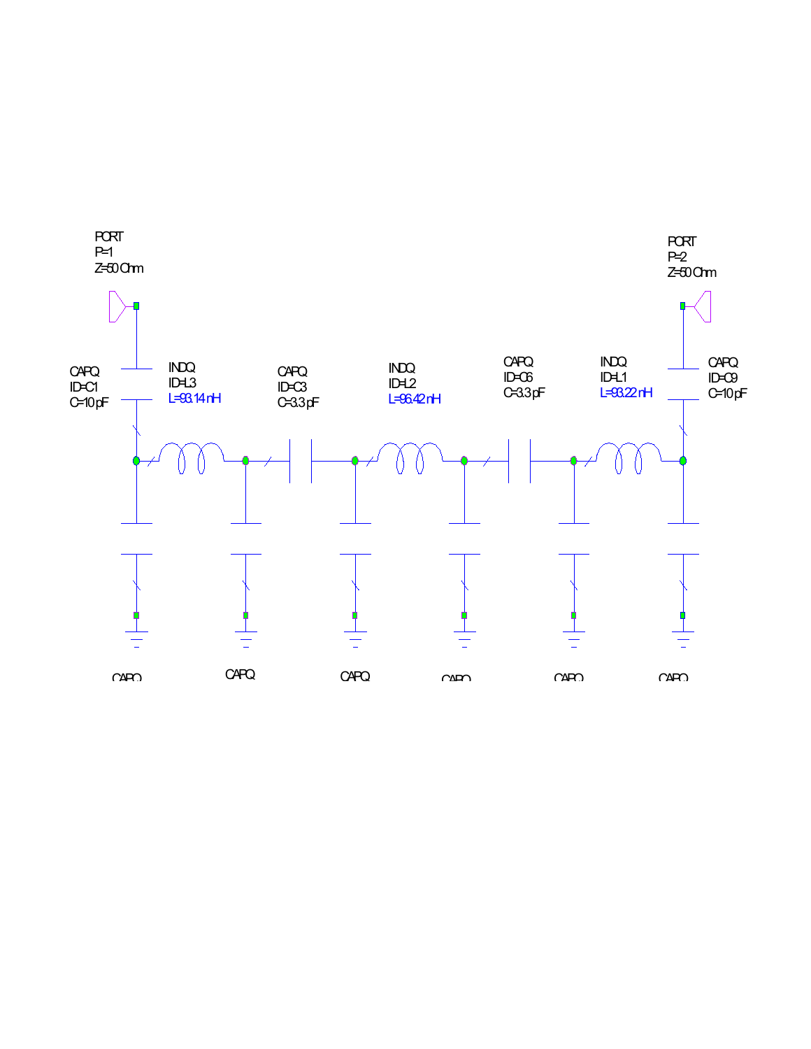PORT
P=1
Z=50 Ohm

PORT
P=2
Z=50 Ohm

CAPQ
ID=C1
C=10 pF

INDQ
ID=L3
L=93.14 nH

CAPQ
ID=C3
C=3.3 pF

INDQ
ID=L2
L=96.42 nH

CAPQ
ID=C6
C=3.3 pF

INDQ
ID=L1
L=93.22 nH

CAPQ
ID=C9
C=10 pF

CAPQ

CAPQ

CAPQ

CAPQ

CAPQ

CAPQ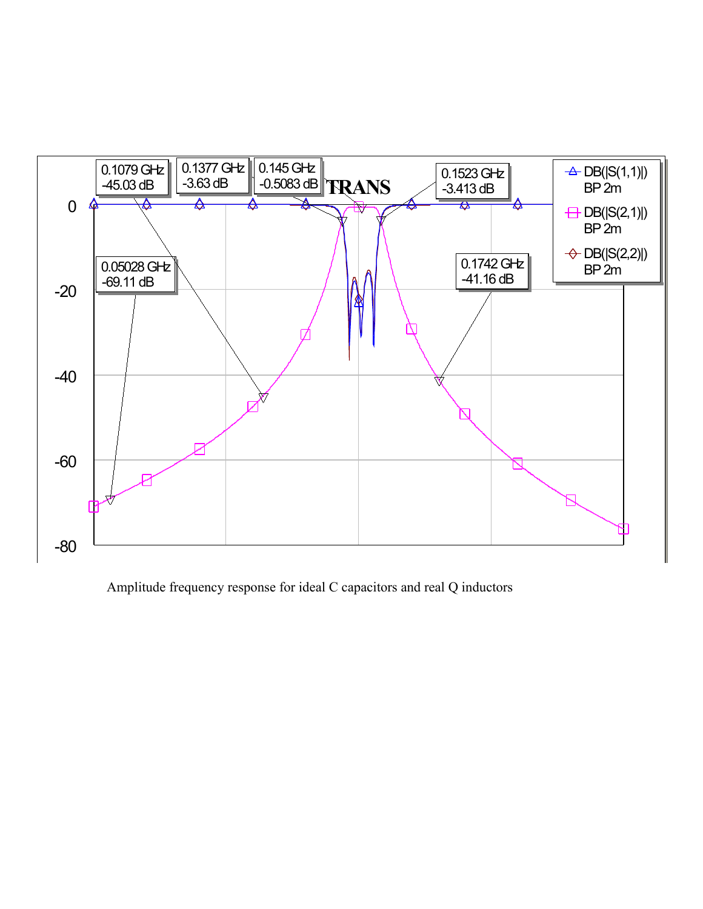Amplitude frequency response for ideal C capacitors and real Q inductors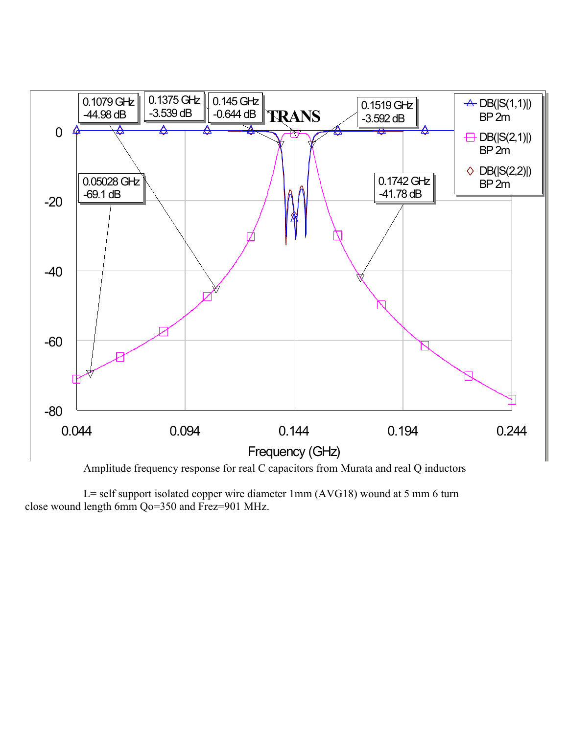Amplitude frequency response for real C capacitors from Murata and real Q inductors

L= self support isolated copper wire diameter 1mm (AVG18) wound at 5 mm 6 turn close wound length 6mm Qo=350 and Frez=901 MHz.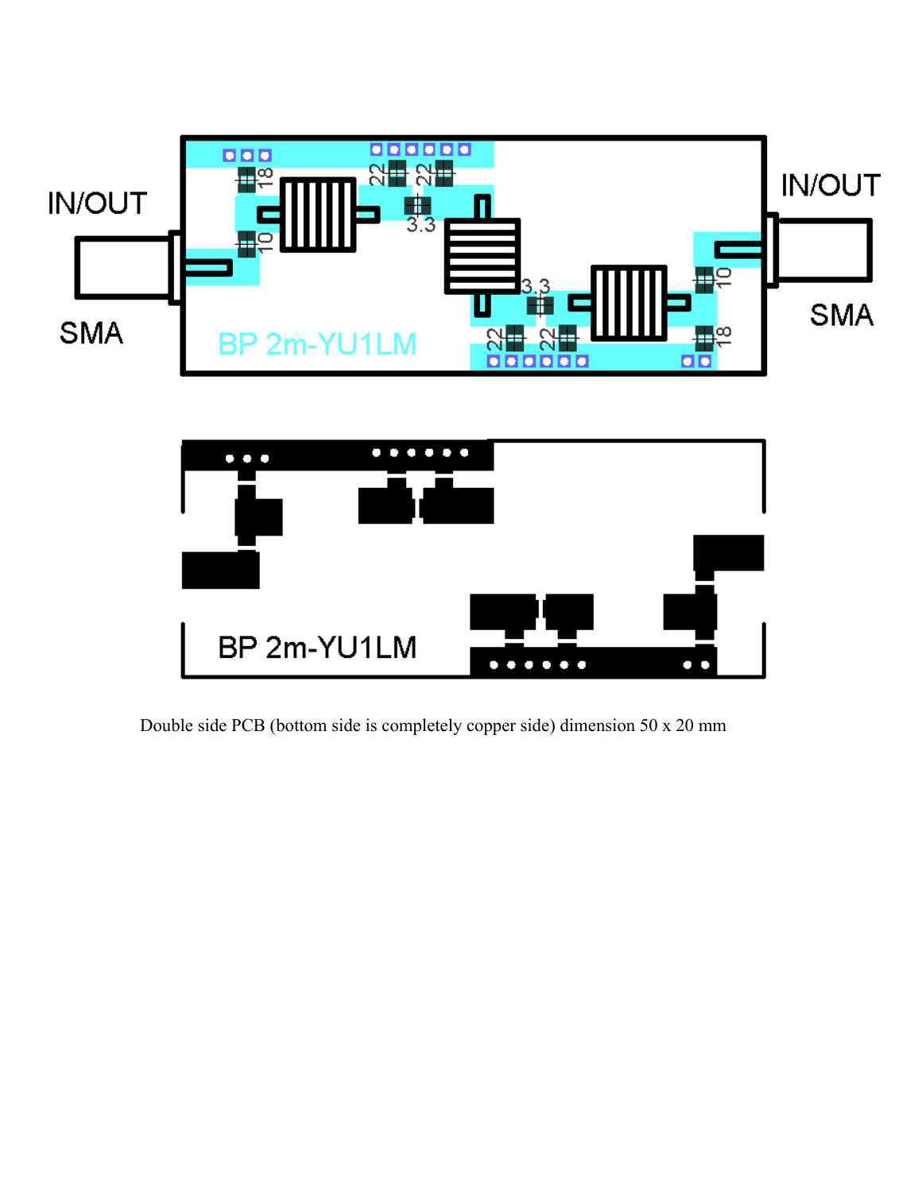IN/OUT

SMA

BP 2m-YU1LM

IN/OUT

SMA

18

10

22 22

3.3

3.3

22 22

10

18

BP 2m-YU1LM

Double side PCB (bottom side is completely copper side) dimension 50 x 20 mm